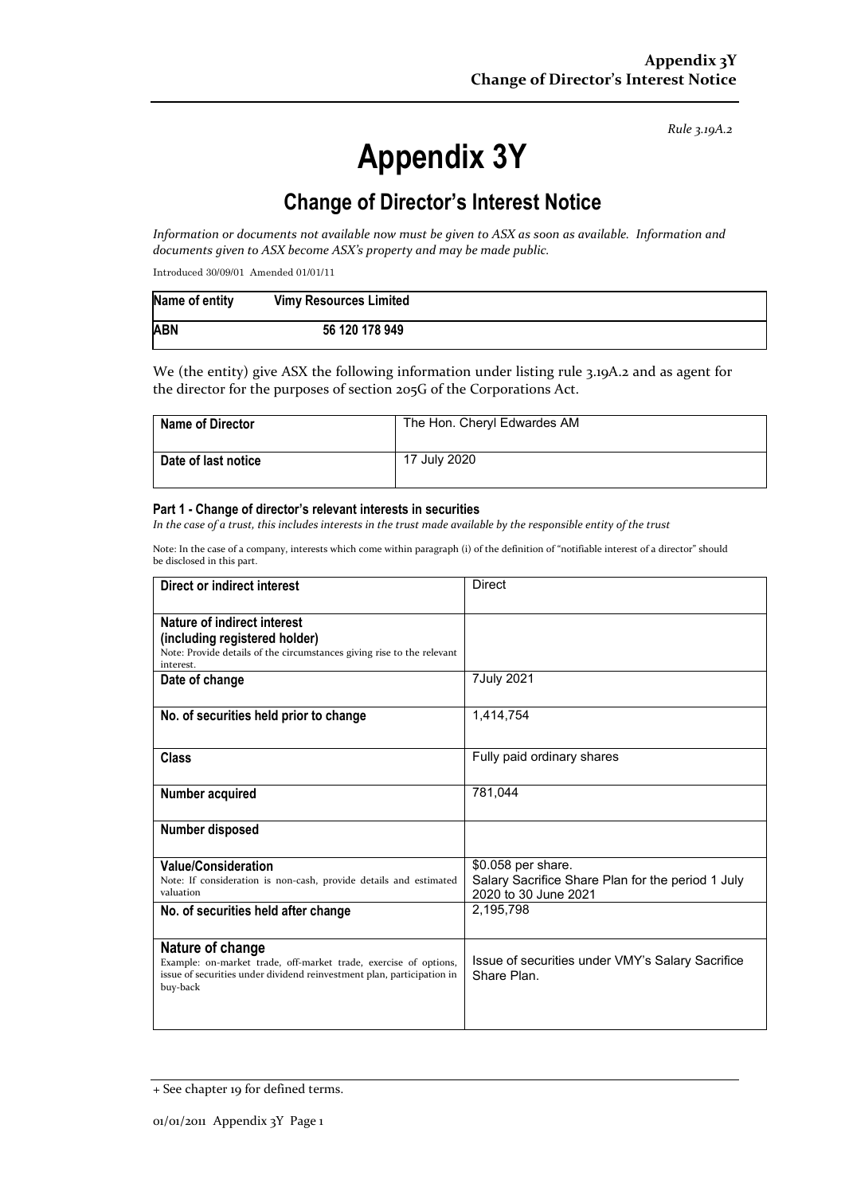*Rule 3.19A.2*

# Appendix 3Y

## Change of Director's Interest Notice

*Information or documents not available now must be given to ASX as soon as available. Information and documents given to ASX become ASX's property and may be made public.*

Introduced 30/09/01 Amended 01/01/11

| Name of entity | Vimy Resources Limited |
|---|---|
| ABN | 56 120 178 949 |

We (the entity) give ASX the following information under listing rule 3.19A.2 and as agent for the director for the purposes of section 205G of the Corporations Act.

| Name of Director | The Hon. Cheryl Edwardes AM |
|---|---|
| Date of last notice | 17 July 2020 |

#### Part 1 - Change of director's relevant interests in securities

*In the case of a trust, this includes interests in the trust made available by the responsible entity of the trust*

Note: In the case of a company, interests which come within paragraph (i) of the definition of "notifiable interest of a director" should be disclosed in this part.

| | |
|---|---|
| **Direct or indirect interest** | Direct |
| **Nature of indirect interest (including registered holder)**<br>Note: Provide details of the circumstances giving rise to the relevant interest. | |
| **Date of change** | 7July 2021 |
| **No. of securities held prior to change** | 1,414,754 |
| **Class** | Fully paid ordinary shares |
| **Number acquired** | 781,044 |
| **Number disposed** | |
| **Value/Consideration**<br>Note: If consideration is non-cash, provide details and estimated valuation | $0.058 per share.<br>Salary Sacrifice Share Plan for the period 1 July 2020 to 30 June 2021 |
| **No. of securities held after change** | 2,195,798 |
| **Nature of change**<br>Example: on-market trade, off-market trade, exercise of options, issue of securities under dividend reinvestment plan, participation in buy-back | Issue of securities under VMY's Salary Sacrifice Share Plan. |

+ See chapter 19 for defined terms.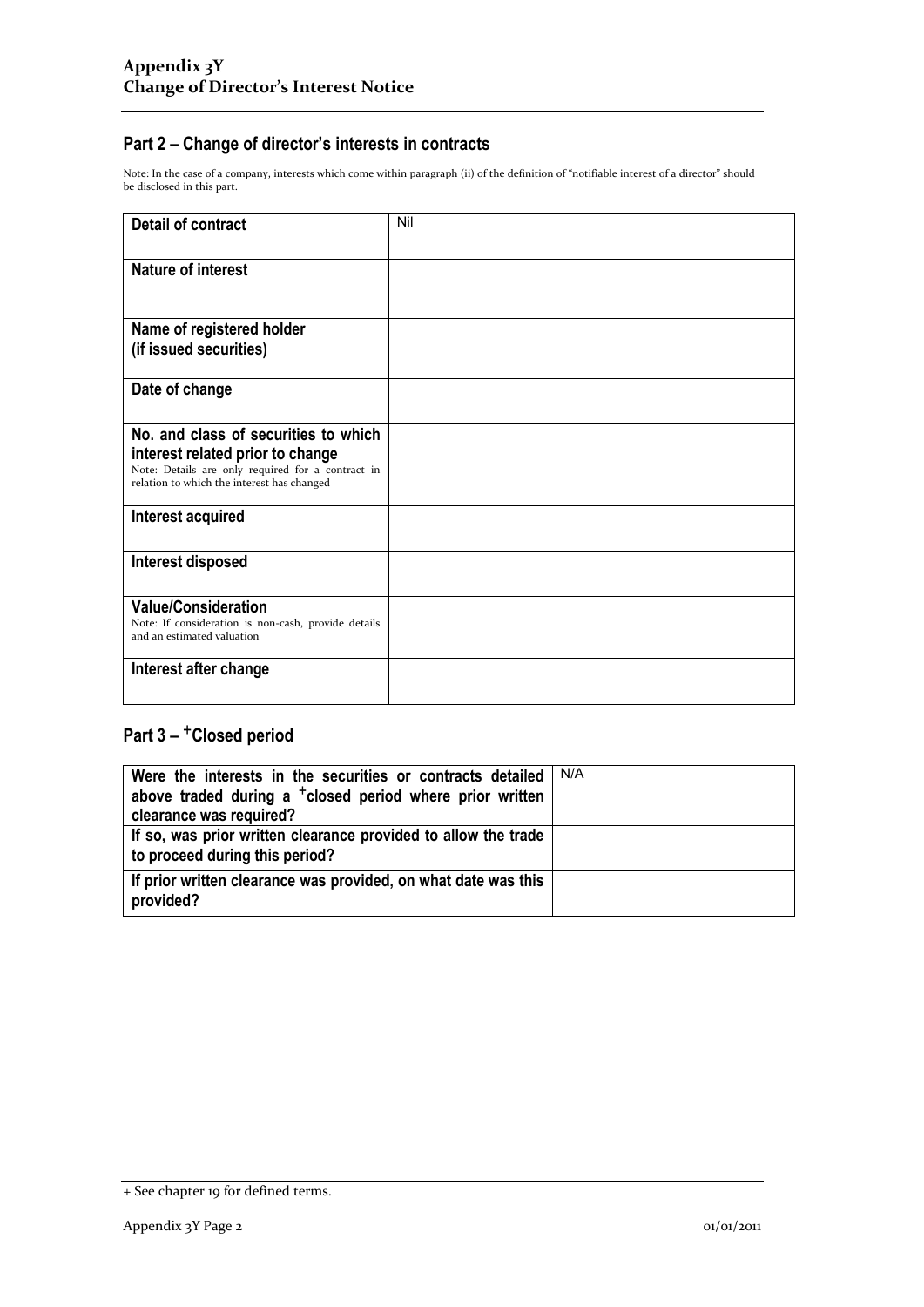## Part 2 – Change of director's interests in contracts

Note: In the case of a company, interests which come within paragraph (ii) of the definition of "notifiable interest of a director" should be disclosed in this part.

| | |
|---|---|
| **Detail of contract** | Nil |
| **Nature of interest** | |
| **Name of registered holder (if issued securities)** | |
| **Date of change** | |
| **No. and class of securities to which interest related prior to change** Note: Details are only required for a contract in relation to which the interest has changed | |
| **Interest acquired** | |
| **Interest disposed** | |
| **Value/Consideration** Note: If consideration is non-cash, provide details and an estimated valuation | |
| **Interest after change** | |

## Part 3 – +Closed period

| | |
|---|---|
| **Were the interests in the securities or contracts detailed above traded during a +closed period where prior written clearance was required?** | N/A |
| **If so, was prior written clearance provided to allow the trade to proceed during this period?** | |
| **If prior written clearance was provided, on what date was this provided?** | |

+ See chapter 19 for defined terms.